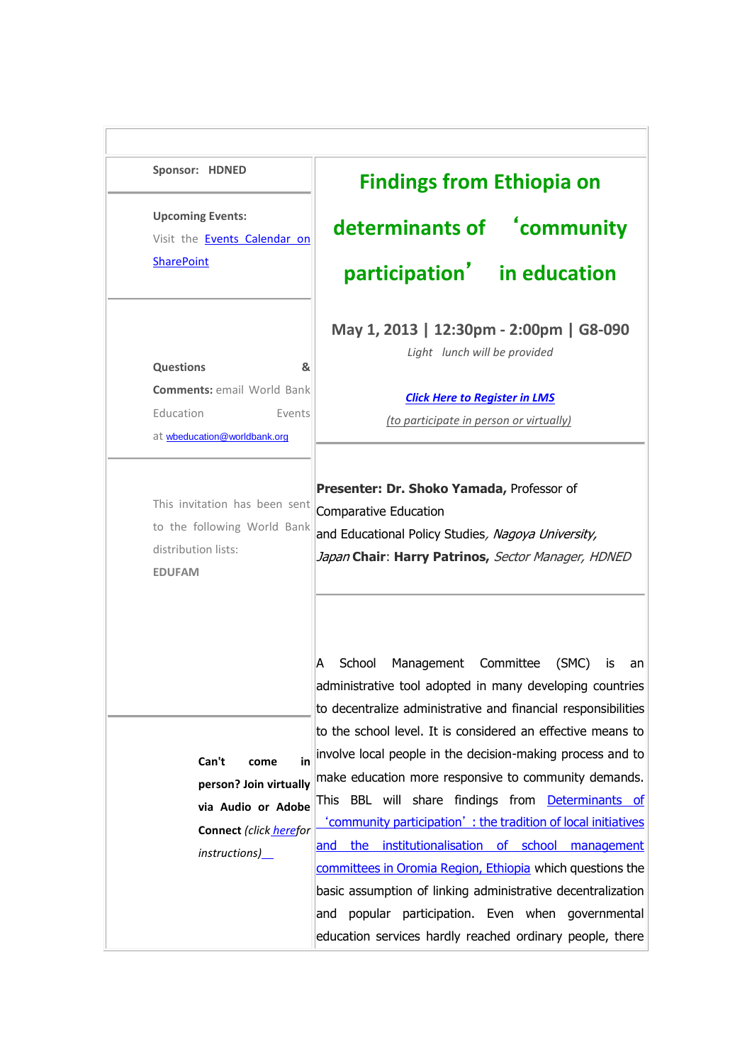# Findings from Ethiopia on determinants of 'community participation' in education

**May 1, 2013 | 12:30pm - 2:00pm | G8-090**

*Light lunch will be provided*

***Click Here to Register in LMS***

*(to participate in person or virtually)*

**Presenter: Dr. Shoko Yamada,** Professor of Comparative Education and Educational Policy Studies, *Nagoya University, Japan* **Chair**: **Harry Patrinos,** *Sector Manager, HDNED*

A School Management Committee (SMC) is an administrative tool adopted in many developing countries to decentralize administrative and financial responsibilities to the school level. It is considered an effective means to involve local people in the decision-making process and to make education more responsive to community demands. This BBL will share findings from Determinants of 'community participation': the tradition of local initiatives and the institutionalisation of school management committees in Oromia Region, Ethiopia which questions the basic assumption of linking administrative decentralization and popular participation. Even when governmental education services hardly reached ordinary people, there

---

**Sponsor:** **HDNED**

**Upcoming Events:**

Visit the Events Calendar on SharePoint

**Questions & Comments:** email World Bank Education Events at wbeducation@worldbank.org

This invitation has been sent to the following World Bank distribution lists:

**EDUFAM**

**Can't come in person? Join virtually via Audio or Adobe Connect** *(click here for instructions)*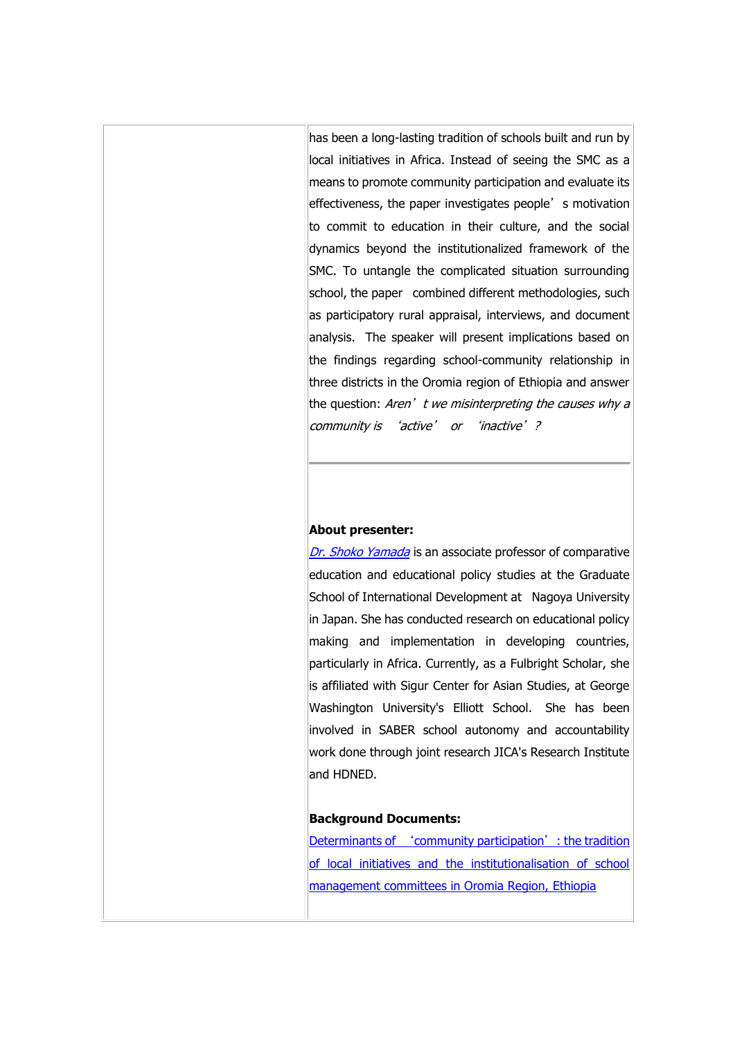has been a long-lasting tradition of schools built and run by local initiatives in Africa. Instead of seeing the SMC as a means to promote community participation and evaluate its effectiveness, the paper investigates people's motivation to commit to education in their culture, and the social dynamics beyond the institutionalized framework of the SMC. To untangle the complicated situation surrounding school, the paper combined different methodologies, such as participatory rural appraisal, interviews, and document analysis. The speaker will present implications based on the findings regarding school-community relationship in three districts in the Oromia region of Ethiopia and answer the question: *Aren't we misinterpreting the causes why a community is 'active' or 'inactive'?*

---

**About presenter:**

*Dr. Shoko Yamada* is an associate professor of comparative education and educational policy studies at the Graduate School of International Development at Nagoya University in Japan. She has conducted research on educational policy making and implementation in developing countries, particularly in Africa. Currently, as a Fulbright Scholar, she is affiliated with Sigur Center for Asian Studies, at George Washington University's Elliott School. She has been involved in SABER school autonomy and accountability work done through joint research JICA's Research Institute and HDNED.

**Background Documents:**

Determinants of 'community participation': the tradition of local initiatives and the institutionalisation of school management committees in Oromia Region, Ethiopia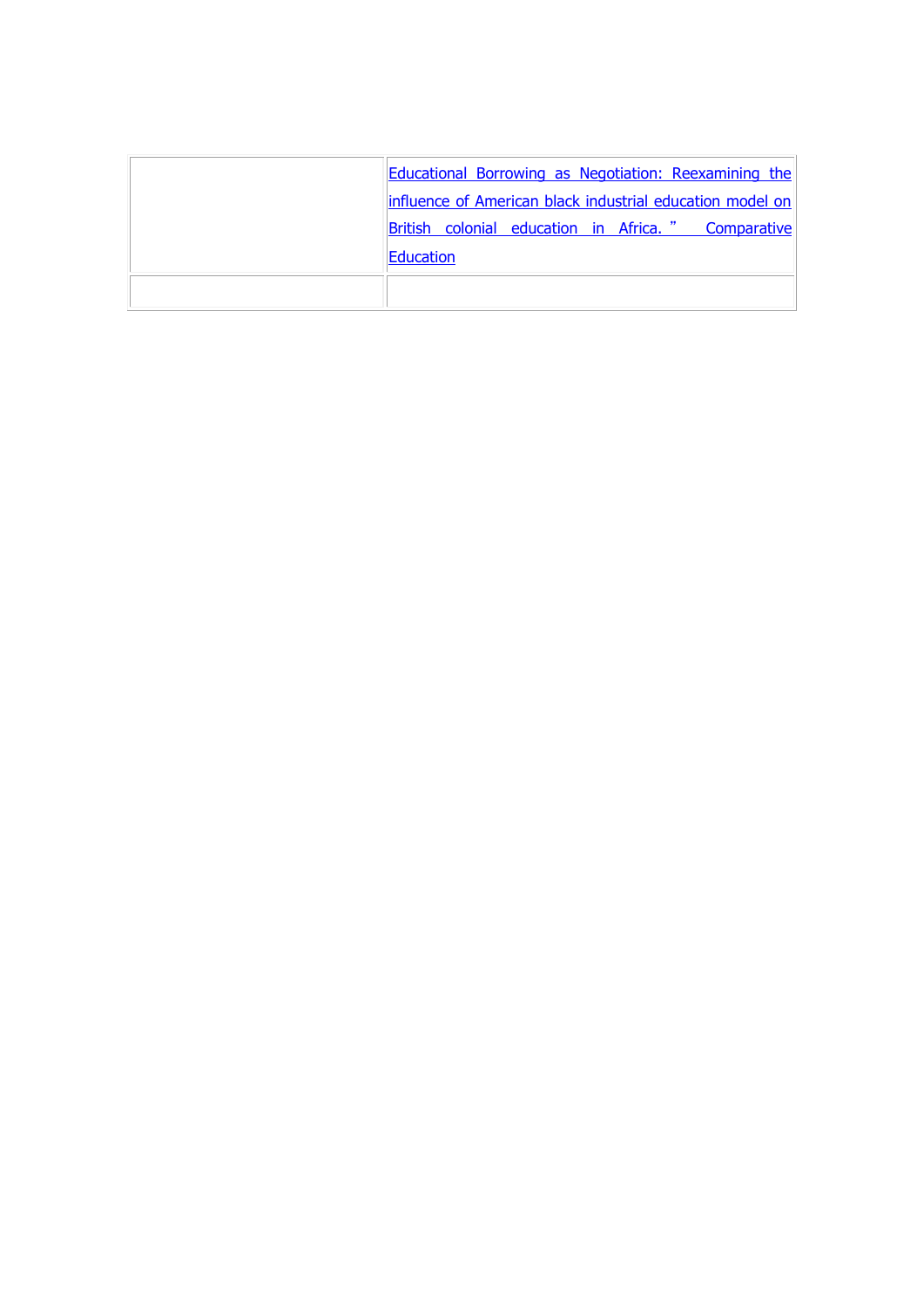| | |
|---|---|
| | Educational Borrowing as Negotiation: Reexamining the influence of American black industrial education model on British colonial education in Africa. " Comparative Education |
| | |